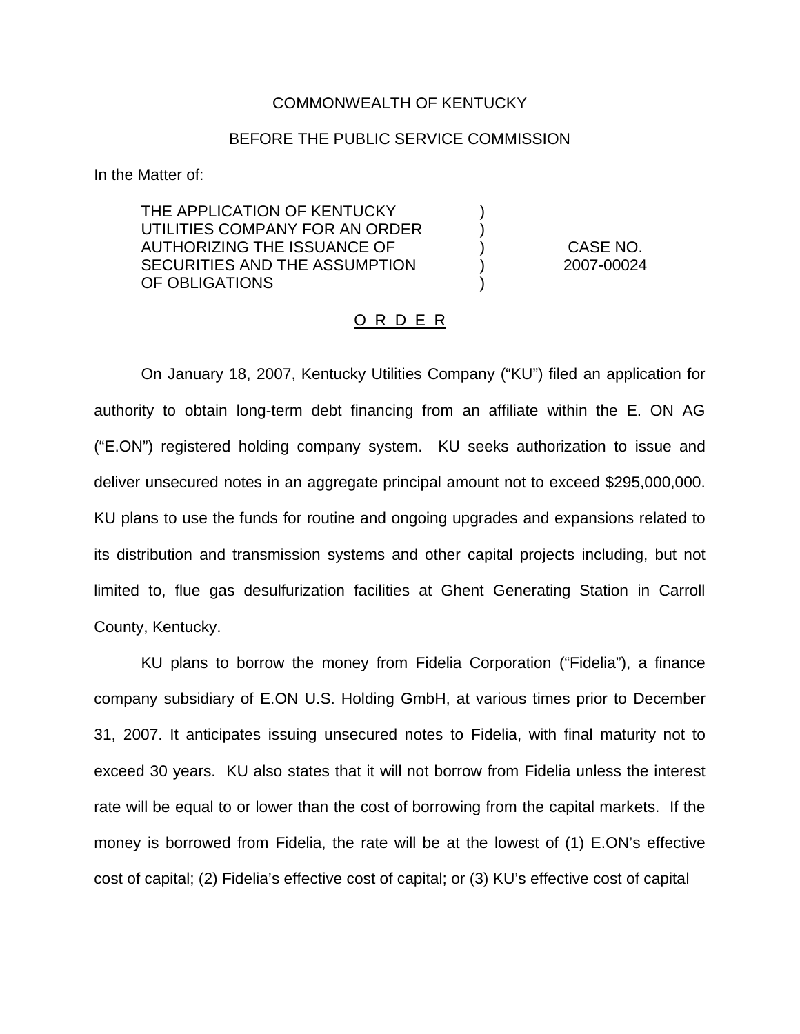COMMONWEALTH OF KENTUCKY

BEFORE THE PUBLIC SERVICE COMMISSION

In the Matter of:

| | | |
|---|---|---|
| THE APPLICATION OF KENTUCKY UTILITIES COMPANY FOR AN ORDER AUTHORIZING THE ISSUANCE OF SECURITIES AND THE ASSUMPTION OF OBLIGATIONS | ) ) ) ) ) | CASE NO. 2007-00024 |

O R D E R

On January 18, 2007, Kentucky Utilities Company ("KU") filed an application for authority to obtain long-term debt financing from an affiliate within the E. ON AG ("E.ON") registered holding company system. KU seeks authorization to issue and deliver unsecured notes in an aggregate principal amount not to exceed $295,000,000. KU plans to use the funds for routine and ongoing upgrades and expansions related to its distribution and transmission systems and other capital projects including, but not limited to, flue gas desulfurization facilities at Ghent Generating Station in Carroll County, Kentucky.

KU plans to borrow the money from Fidelia Corporation ("Fidelia"), a finance company subsidiary of E.ON U.S. Holding GmbH, at various times prior to December 31, 2007. It anticipates issuing unsecured notes to Fidelia, with final maturity not to exceed 30 years. KU also states that it will not borrow from Fidelia unless the interest rate will be equal to or lower than the cost of borrowing from the capital markets. If the money is borrowed from Fidelia, the rate will be at the lowest of (1) E.ON's effective cost of capital; (2) Fidelia's effective cost of capital; or (3) KU's effective cost of capital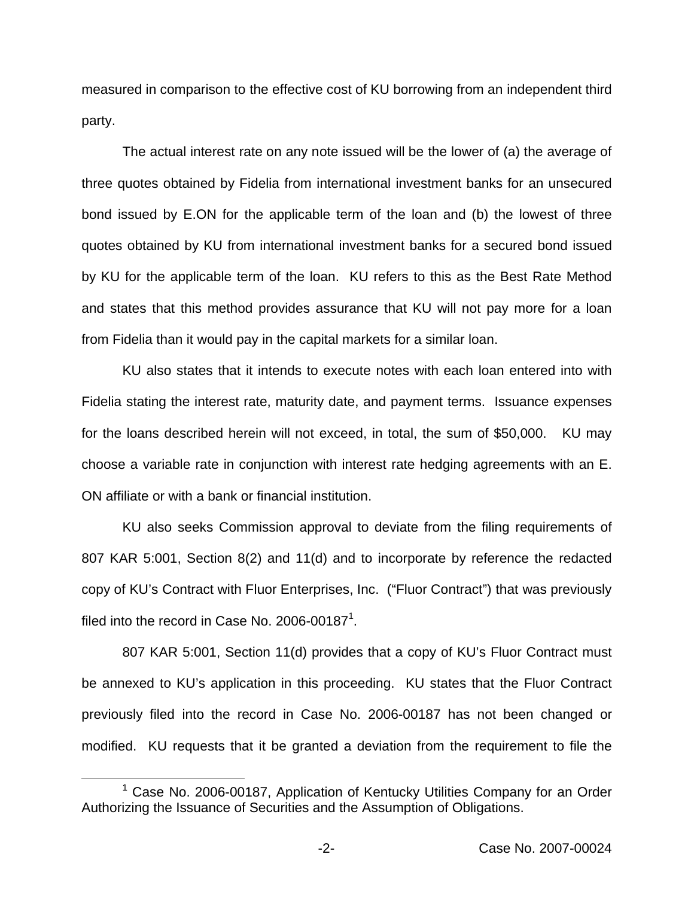measured in comparison to the effective cost of KU borrowing from an independent third party.

The actual interest rate on any note issued will be the lower of (a) the average of three quotes obtained by Fidelia from international investment banks for an unsecured bond issued by E.ON for the applicable term of the loan and (b) the lowest of three quotes obtained by KU from international investment banks for a secured bond issued by KU for the applicable term of the loan. KU refers to this as the Best Rate Method and states that this method provides assurance that KU will not pay more for a loan from Fidelia than it would pay in the capital markets for a similar loan.

KU also states that it intends to execute notes with each loan entered into with Fidelia stating the interest rate, maturity date, and payment terms. Issuance expenses for the loans described herein will not exceed, in total, the sum of $50,000. KU may choose a variable rate in conjunction with interest rate hedging agreements with an E. ON affiliate or with a bank or financial institution.

KU also seeks Commission approval to deviate from the filing requirements of 807 KAR 5:001, Section 8(2) and 11(d) and to incorporate by reference the redacted copy of KU's Contract with Fluor Enterprises, Inc. ("Fluor Contract") that was previously filed into the record in Case No. 2006-00187[1].

807 KAR 5:001, Section 11(d) provides that a copy of KU's Fluor Contract must be annexed to KU's application in this proceeding. KU states that the Fluor Contract previously filed into the record in Case No. 2006-00187 has not been changed or modified. KU requests that it be granted a deviation from the requirement to file the

[1] Case No. 2006-00187, Application of Kentucky Utilities Company for an Order Authorizing the Issuance of Securities and the Assumption of Obligations.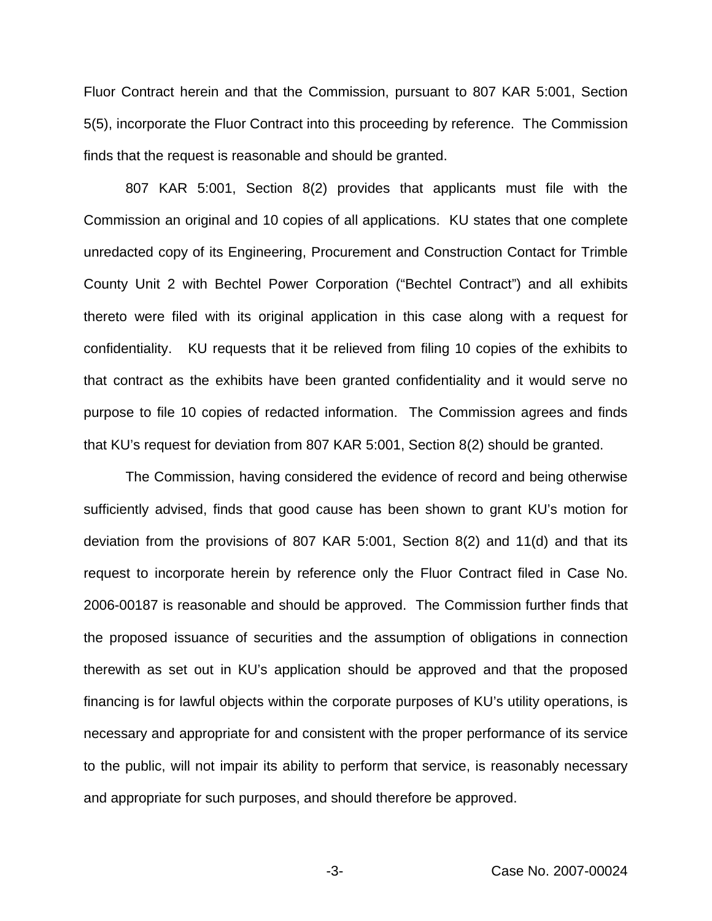Fluor Contract herein and that the Commission, pursuant to 807 KAR 5:001, Section 5(5), incorporate the Fluor Contract into this proceeding by reference. The Commission finds that the request is reasonable and should be granted.

807 KAR 5:001, Section 8(2) provides that applicants must file with the Commission an original and 10 copies of all applications. KU states that one complete unredacted copy of its Engineering, Procurement and Construction Contact for Trimble County Unit 2 with Bechtel Power Corporation ("Bechtel Contract") and all exhibits thereto were filed with its original application in this case along with a request for confidentiality. KU requests that it be relieved from filing 10 copies of the exhibits to that contract as the exhibits have been granted confidentiality and it would serve no purpose to file 10 copies of redacted information. The Commission agrees and finds that KU's request for deviation from 807 KAR 5:001, Section 8(2) should be granted.

The Commission, having considered the evidence of record and being otherwise sufficiently advised, finds that good cause has been shown to grant KU's motion for deviation from the provisions of 807 KAR 5:001, Section 8(2) and 11(d) and that its request to incorporate herein by reference only the Fluor Contract filed in Case No. 2006-00187 is reasonable and should be approved. The Commission further finds that the proposed issuance of securities and the assumption of obligations in connection therewith as set out in KU's application should be approved and that the proposed financing is for lawful objects within the corporate purposes of KU's utility operations, is necessary and appropriate for and consistent with the proper performance of its service to the public, will not impair its ability to perform that service, is reasonably necessary and appropriate for such purposes, and should therefore be approved.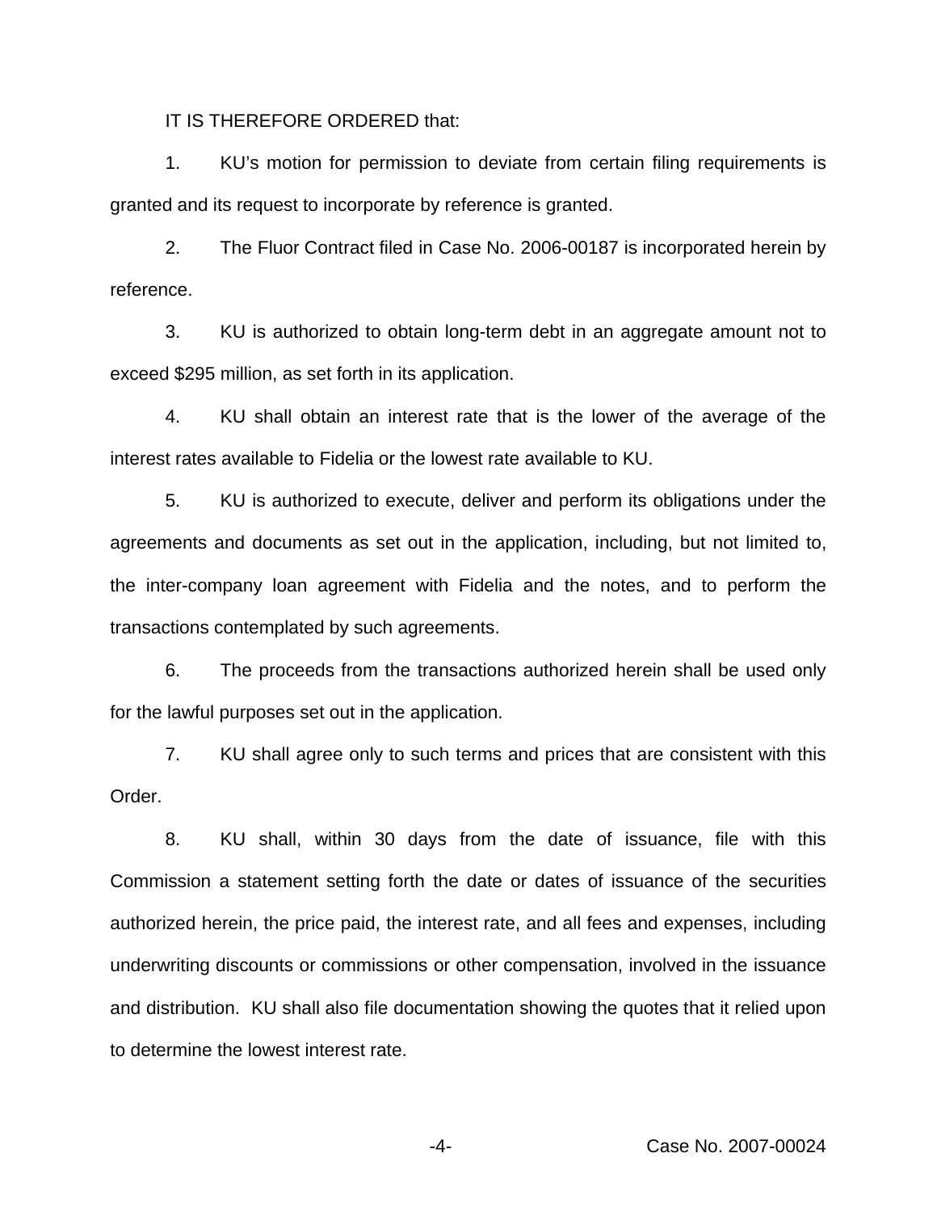IT IS THEREFORE ORDERED that:

1. KU's motion for permission to deviate from certain filing requirements is granted and its request to incorporate by reference is granted.

2. The Fluor Contract filed in Case No. 2006-00187 is incorporated herein by reference.

3. KU is authorized to obtain long-term debt in an aggregate amount not to exceed $295 million, as set forth in its application.

4. KU shall obtain an interest rate that is the lower of the average of the interest rates available to Fidelia or the lowest rate available to KU.

5. KU is authorized to execute, deliver and perform its obligations under the agreements and documents as set out in the application, including, but not limited to, the inter-company loan agreement with Fidelia and the notes, and to perform the transactions contemplated by such agreements.

6. The proceeds from the transactions authorized herein shall be used only for the lawful purposes set out in the application.

7. KU shall agree only to such terms and prices that are consistent with this Order.

8. KU shall, within 30 days from the date of issuance, file with this Commission a statement setting forth the date or dates of issuance of the securities authorized herein, the price paid, the interest rate, and all fees and expenses, including underwriting discounts or commissions or other compensation, involved in the issuance and distribution. KU shall also file documentation showing the quotes that it relied upon to determine the lowest interest rate.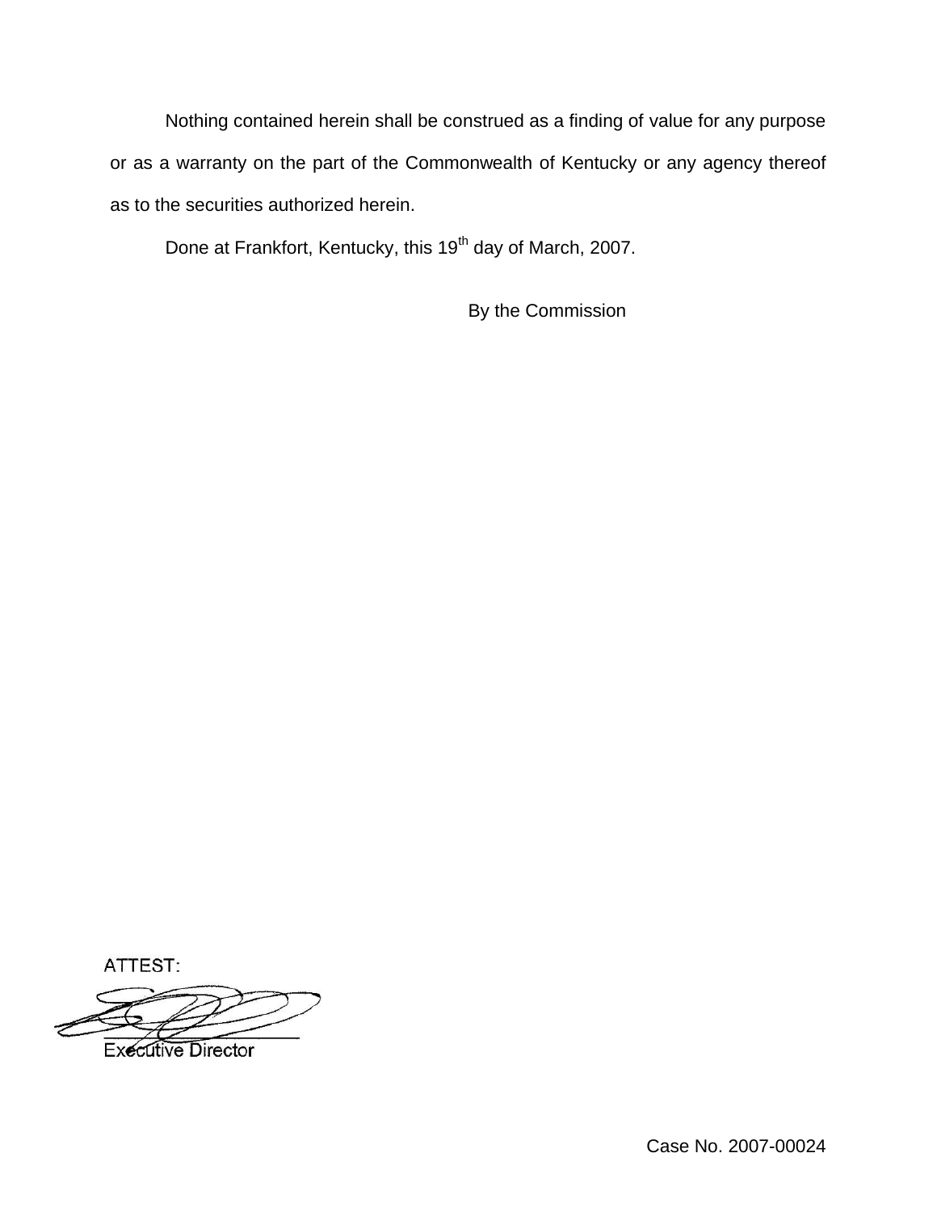Nothing contained herein shall be construed as a finding of value for any purpose or as a warranty on the part of the Commonwealth of Kentucky or any agency thereof as to the securities authorized herein.

Done at Frankfort, Kentucky, this 19th day of March, 2007.

By the Commission

ATTEST:

Executive Director

Case No. 2007-00024